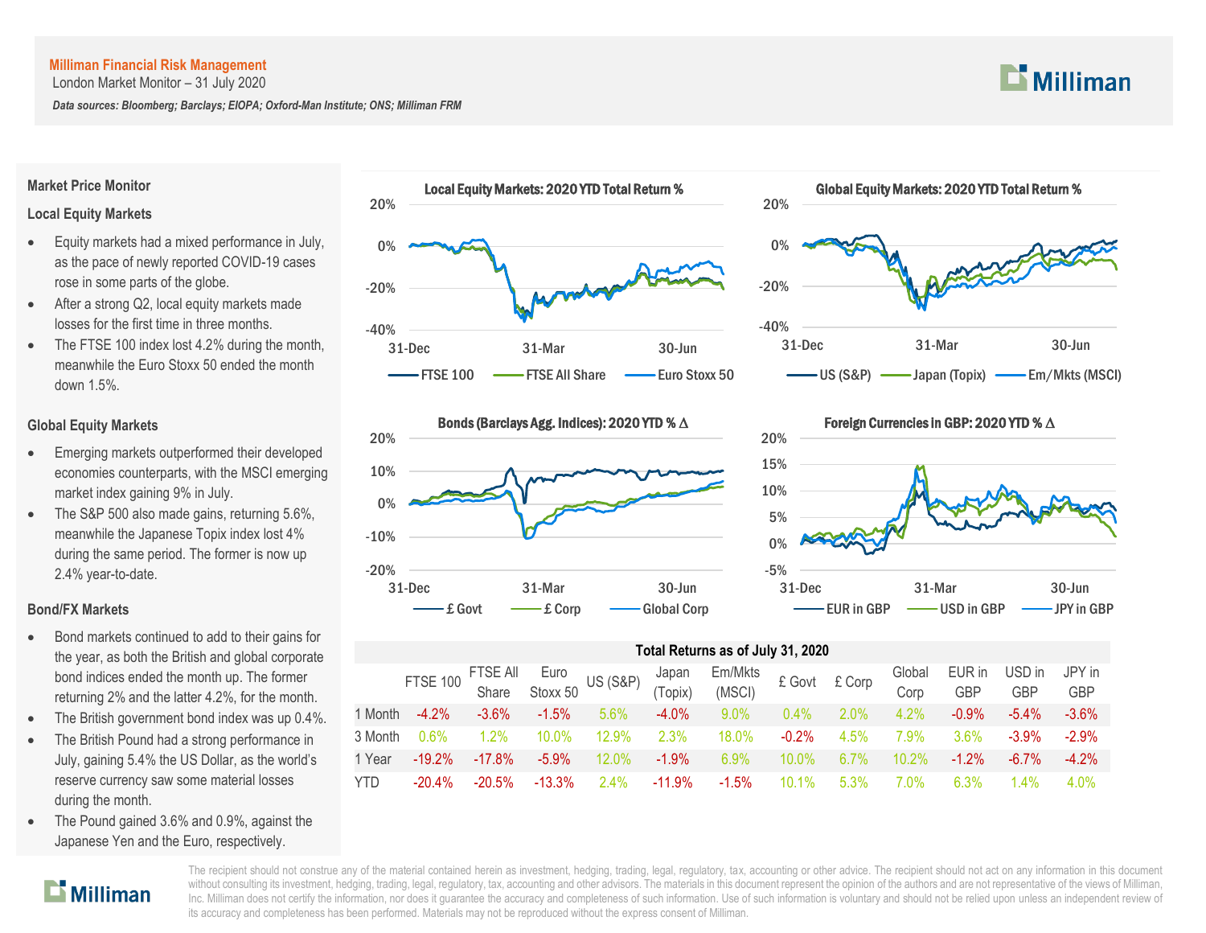**Milliman Financial Risk Management**
London Market Monitor – 31 July 2020

*Data sources: Bloomberg; Barclays; EIOPA; Oxford-Man Institute; ONS; Milliman FRM*

## Market Price Monitor

### Local Equity Markets

- Equity markets had a mixed performance in July, as the pace of newly reported COVID-19 cases rose in some parts of the globe.
- After a strong Q2, local equity markets made losses for the first time in three months.
- The FTSE 100 index lost 4.2% during the month, meanwhile the Euro Stoxx 50 ended the month down 1.5%.

### Global Equity Markets

- Emerging markets outperformed their developed economies counterparts, with the MSCI emerging market index gaining 9% in July.
- The S&P 500 also made gains, returning 5.6%, meanwhile the Japanese Topix index lost 4% during the same period. The former is now up 2.4% year-to-date.

### Bond/FX Markets

- Bond markets continued to add to their gains for the year, as both the British and global corporate bond indices ended the month up. The former returning 2% and the latter 4.2%, for the month.
- The British government bond index was up 0.4%.
- The British Pound had a strong performance in July, gaining 5.4% the US Dollar, as the world's reserve currency saw some material losses during the month.
- The Pound gained 3.6% and 0.9%, against the Japanese Yen and the Euro, respectively.

**Local Equity Markets: 2020 YTD Total Return %**

**Global Equity Markets: 2020 YTD Total Return %**

**Bonds (Barclays Agg. Indices): 2020 YTD % Δ**

**Foreign Currencies in GBP: 2020 YTD % Δ**

**Total Returns as of July 31, 2020**

| | FTSE 100 | FTSE All Share | Euro Stoxx 50 | US (S&P) | Japan (Topix) | Em/Mkts (MSCI) | £ Govt | £ Corp | Global Corp | EUR in GBP | USD in GBP | JPY in GBP |
|---|---|---|---|---|---|---|---|---|---|---|---|---|
| 1 Month | -4.2% | -3.6% | -1.5% | 5.6% | -4.0% | 9.0% | 0.4% | 2.0% | 4.2% | -0.9% | -5.4% | -3.6% |
| 3 Month | 0.6% | 1.2% | 10.0% | 12.9% | 2.3% | 18.0% | -0.2% | 4.5% | 7.9% | 3.6% | -3.9% | -2.9% |
| 1 Year | -19.2% | -17.8% | -5.9% | 12.0% | -1.9% | 6.9% | 10.0% | 6.7% | 10.2% | -1.2% | -6.7% | -4.2% |
| YTD | -20.4% | -20.5% | -13.3% | 2.4% | -11.9% | -1.5% | 10.1% | 5.3% | 7.0% | 6.3% | 1.4% | 4.0% |

The recipient should not construe any of the material contained herein as investment, hedging, trading, legal, regulatory, tax, accounting or other advice. The recipient should not act on any information in this document without consulting its investment, hedging, trading, legal, regulatory, tax, accounting and other advisors. The materials in this document represent the opinion of the authors and are not representative of the views of Milliman, Inc. Milliman does not certify the information, nor does it guarantee the accuracy and completeness of such information. Use of such information is voluntary and should not be relied upon unless an independent review of its accuracy and completeness has been performed. Materials may not be reproduced without the express consent of Milliman.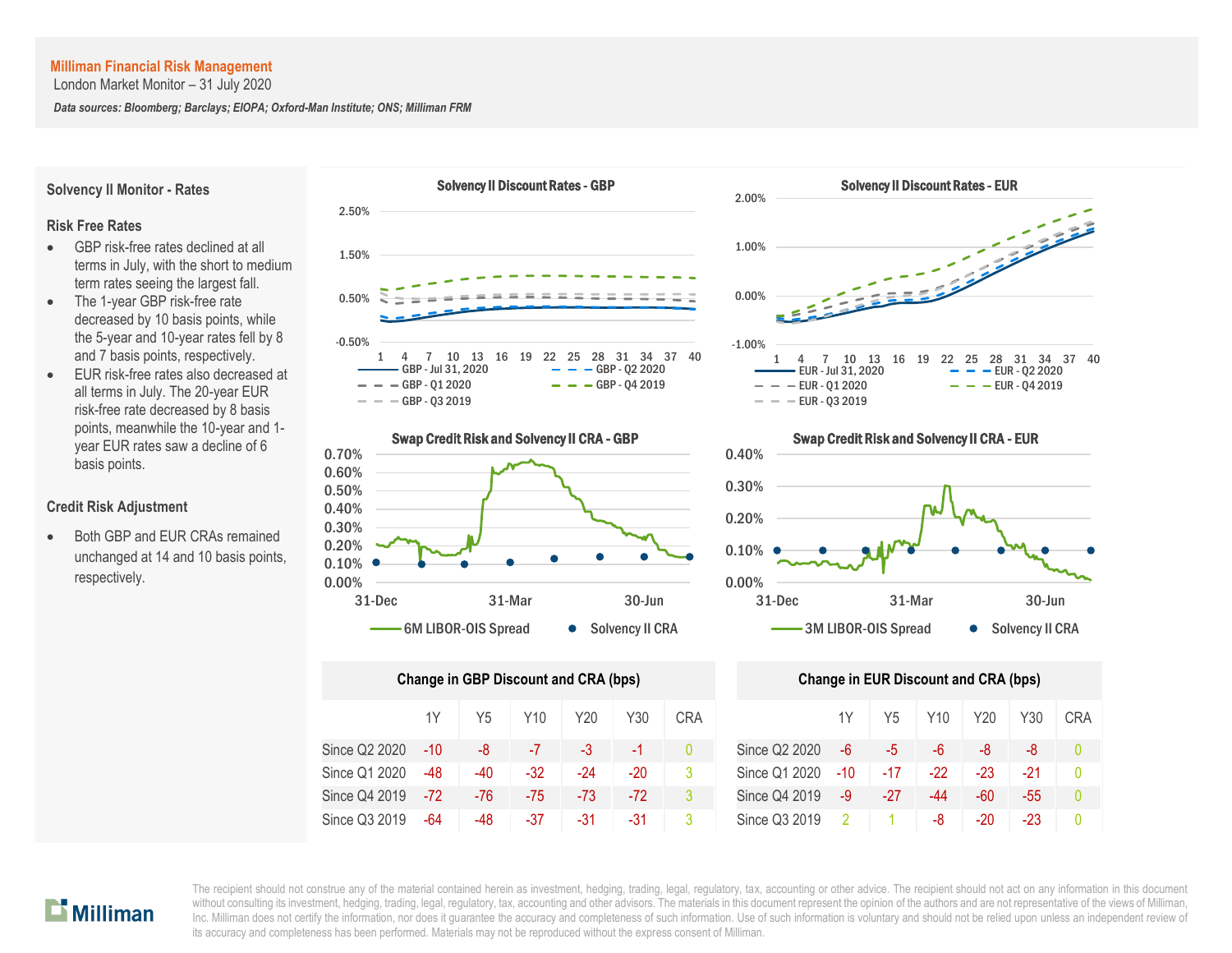**Milliman Financial Risk Management**

London Market Monitor – 31 July 2020

***Data sources: Bloomberg; Barclays; EIOPA; Oxford-Man Institute; ONS; Milliman FRM***

## Solvency II Monitor - Rates

### Risk Free Rates

- GBP risk-free rates declined at all terms in July, with the short to medium term rates seeing the largest fall.
- The 1-year GBP risk-free rate decreased by 10 basis points, while the 5-year and 10-year rates fell by 8 and 7 basis points, respectively.
- EUR risk-free rates also decreased at all terms in July. The 20-year EUR risk-free rate decreased by 8 basis points, meanwhile the 10-year and 1-year EUR rates saw a decline of 6 basis points.

### Credit Risk Adjustment

- Both GBP and EUR CRAs remained unchanged at 14 and 10 basis points, respectively.

**Solvency II Discount Rates - GBP**

**Solvency II Discount Rates - EUR**

**Swap Credit Risk and Solvency II CRA - GBP**

**Swap Credit Risk and Solvency II CRA - EUR**

**Change in GBP Discount and CRA (bps)**

| | 1Y | Y5 | Y10 | Y20 | Y30 | CRA |
|---|---|---|---|---|---|---|
| Since Q2 2020 | -10 | -8 | -7 | -3 | -1 | 0 |
| Since Q1 2020 | -48 | -40 | -32 | -24 | -20 | 3 |
| Since Q4 2019 | -72 | -76 | -75 | -73 | -72 | 3 |
| Since Q3 2019 | -64 | -48 | -37 | -31 | -31 | 3 |

**Change in EUR Discount and CRA (bps)**

| | 1Y | Y5 | Y10 | Y20 | Y30 | CRA |
|---|---|---|---|---|---|---|
| Since Q2 2020 | -6 | -5 | -6 | -8 | -8 | 0 |
| Since Q1 2020 | -10 | -17 | -22 | -23 | -21 | 0 |
| Since Q4 2019 | -9 | -27 | -44 | -60 | -55 | 0 |
| Since Q3 2019 | 2 | 1 | -8 | -20 | -23 | 0 |

The recipient should not construe any of the material contained herein as investment, hedging, trading, legal, regulatory, tax, accounting or other advice. The recipient should not act on any information in this document without consulting its investment, hedging, trading, legal, regulatory, tax, accounting and other advisors. The materials in this document represent the opinion of the authors and are not representative of the views of Milliman, Inc. Milliman does not certify the information, nor does it guarantee the accuracy and completeness of such information. Use of such information is voluntary and should not be relied upon unless an independent review of its accuracy and completeness has been performed. Materials may not be reproduced without the express consent of Milliman.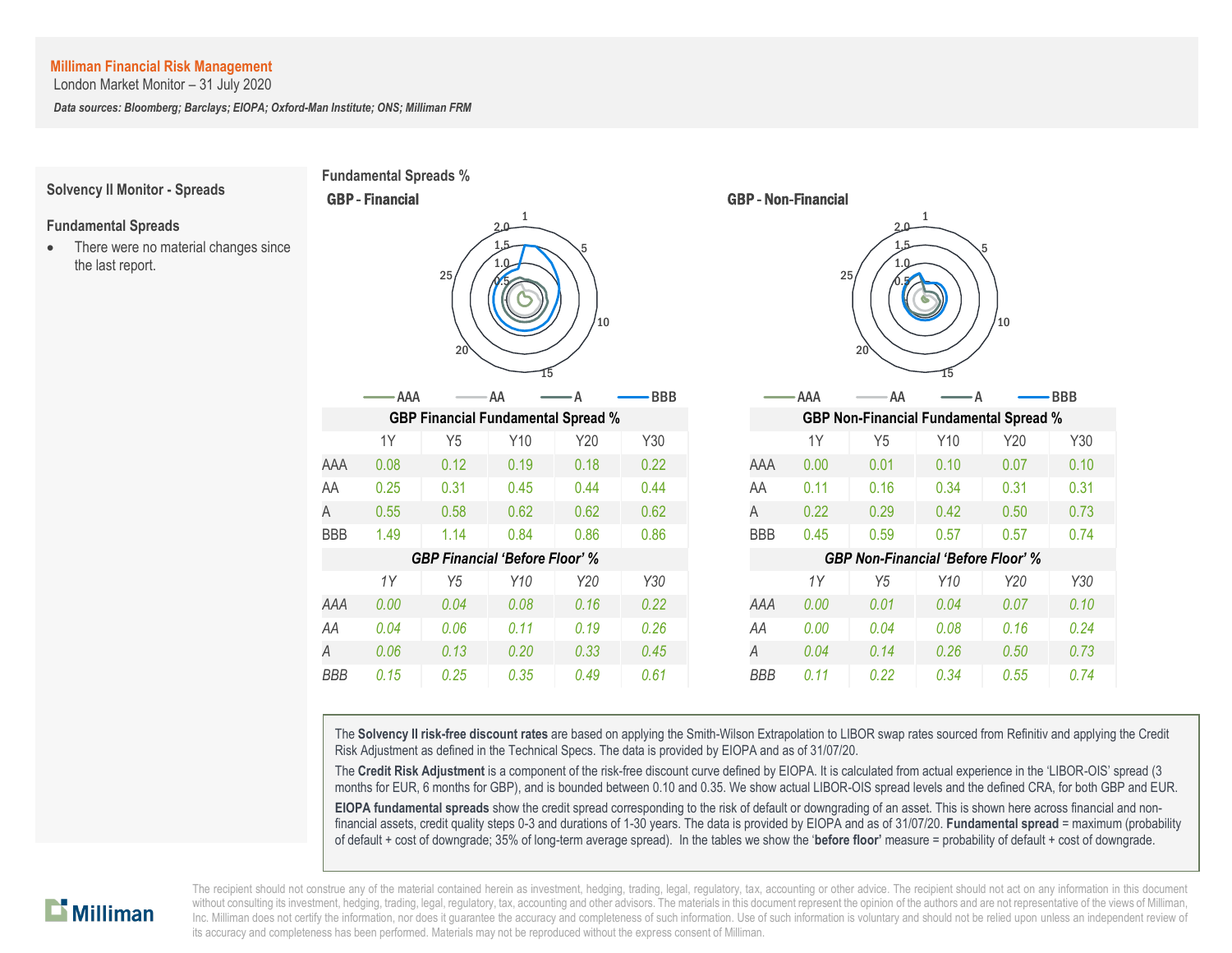**Milliman Financial Risk Management**
London Market Monitor – 31 July 2020

***Data sources: Bloomberg; Barclays; EIOPA; Oxford-Man Institute; ONS; Milliman FRM***

## Solvency II Monitor - Spreads

### Fundamental Spreads

- There were no material changes since the last report.

## Fundamental Spreads %

### GBP - Financial

### GBP - Non-Financial

**GBP Financial Fundamental Spread %**

| | 1Y | Y5 | Y10 | Y20 | Y30 |
|---|---|---|---|---|---|
| AAA | 0.08 | 0.12 | 0.19 | 0.18 | 0.22 |
| AA | 0.25 | 0.31 | 0.45 | 0.44 | 0.44 |
| A | 0.55 | 0.58 | 0.62 | 0.62 | 0.62 |
| BBB | 1.49 | 1.14 | 0.84 | 0.86 | 0.86 |

***GBP Financial 'Before Floor' %***

| | *1Y* | *Y5* | *Y10* | *Y20* | *Y30* |
|---|---|---|---|---|---|
| *AAA* | *0.00* | *0.04* | *0.08* | *0.16* | *0.22* |
| *AA* | *0.04* | *0.06* | *0.11* | *0.19* | *0.26* |
| *A* | *0.06* | *0.13* | *0.20* | *0.33* | *0.45* |
| *BBB* | *0.15* | *0.25* | *0.35* | *0.49* | *0.61* |

**GBP Non-Financial Fundamental Spread %**

| | 1Y | Y5 | Y10 | Y20 | Y30 |
|---|---|---|---|---|---|
| AAA | 0.00 | 0.01 | 0.10 | 0.07 | 0.10 |
| AA | 0.11 | 0.16 | 0.34 | 0.31 | 0.31 |
| A | 0.22 | 0.29 | 0.42 | 0.50 | 0.73 |
| BBB | 0.45 | 0.59 | 0.57 | 0.57 | 0.74 |

***GBP Non-Financial 'Before Floor' %***

| | *1Y* | *Y5* | *Y10* | *Y20* | *Y30* |
|---|---|---|---|---|---|
| *AAA* | *0.00* | *0.01* | *0.04* | *0.07* | *0.10* |
| *AA* | *0.00* | *0.04* | *0.08* | *0.16* | *0.24* |
| *A* | *0.04* | *0.14* | *0.26* | *0.50* | *0.73* |
| *BBB* | *0.11* | *0.22* | *0.34* | *0.55* | *0.74* |

The **Solvency II risk-free discount rates** are based on applying the Smith-Wilson Extrapolation to LIBOR swap rates sourced from Refinitiv and applying the Credit Risk Adjustment as defined in the Technical Specs. The data is provided by EIOPA and as of 31/07/20.

The **Credit Risk Adjustment** is a component of the risk-free discount curve defined by EIOPA. It is calculated from actual experience in the 'LIBOR-OIS' spread (3 months for EUR, 6 months for GBP), and is bounded between 0.10 and 0.35. We show actual LIBOR-OIS spread levels and the defined CRA, for both GBP and EUR.

**EIOPA fundamental spreads** show the credit spread corresponding to the risk of default or downgrading of an asset. This is shown here across financial and non-financial assets, credit quality steps 0-3 and durations of 1-30 years. The data is provided by EIOPA and as of 31/07/20. **Fundamental spread** = maximum (probability of default + cost of downgrade; 35% of long-term average spread). In the tables we show the '**before floor**' measure = probability of default + cost of downgrade.

The recipient should not construe any of the material contained herein as investment, hedging, trading, legal, regulatory, tax, accounting or other advice. The recipient should not act on any information in this document without consulting its investment, hedging, trading, legal, regulatory, tax, accounting and other advisors. The materials in this document represent the opinion of the authors and are not representative of the views of Milliman, Inc. Milliman does not certify the information, nor does it guarantee the accuracy and completeness of such information. Use of such information is voluntary and should not be relied upon unless an independent review of its accuracy and completeness has been performed. Materials may not be reproduced without the express consent of Milliman.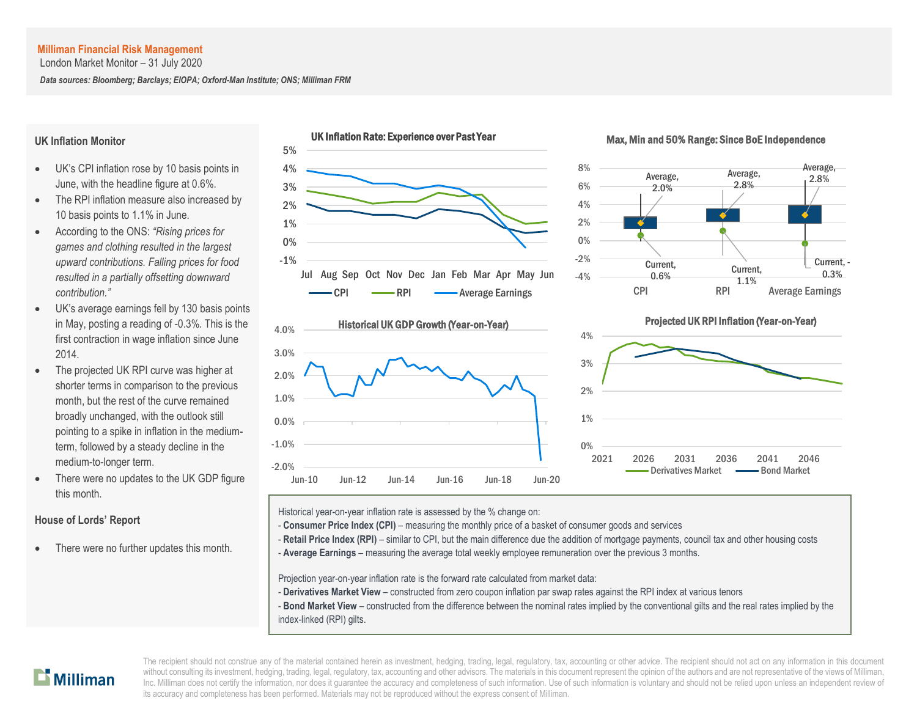**Milliman Financial Risk Management**

London Market Monitor – 31 July 2020

***Data sources: Bloomberg; Barclays; EIOPA; Oxford-Man Institute; ONS; Milliman FRM***

## UK Inflation Monitor

- UK's CPI inflation rose by 10 basis points in June, with the headline figure at 0.6%.
- The RPI inflation measure also increased by 10 basis points to 1.1% in June.
- According to the ONS: *"Rising prices for games and clothing resulted in the largest upward contributions. Falling prices for food resulted in a partially offsetting downward contribution."*
- UK's average earnings fell by 130 basis points in May, posting a reading of -0.3%. This is the first contraction in wage inflation since June 2014.
- The projected UK RPI curve was higher at shorter terms in comparison to the previous month, but the rest of the curve remained broadly unchanged, with the outlook still pointing to a spike in inflation in the medium-term, followed by a steady decline in the medium-to-longer term.
- There were no updates to the UK GDP figure this month.

## House of Lords' Report

- There were no further updates this month.

**UK Inflation Rate: Experience over Past Year**

**Max, Min and 50% Range: Since BoE Independence**

| | CPI | RPI | Average Earnings |
|---|---|---|---|
| Average | 2.0% | 2.8% | 2.8% |
| Current | 0.6% | 1.1% | -0.3% |

**Historical UK GDP Growth (Year-on-Year)**

**Projected UK RPI Inflation (Year-on-Year)**

Historical year-on-year inflation rate is assessed by the % change on:

- **Consumer Price Index (CPI)** – measuring the monthly price of a basket of consumer goods and services
- **Retail Price Index (RPI)** – similar to CPI, but the main difference due the addition of mortgage payments, council tax and other housing costs
- **Average Earnings** – measuring the average total weekly employee remuneration over the previous 3 months.

Projection year-on-year inflation rate is the forward rate calculated from market data:

- **Derivatives Market View** – constructed from zero coupon inflation par swap rates against the RPI index at various tenors
- **Bond Market View** – constructed from the difference between the nominal rates implied by the conventional gilts and the real rates implied by the index-linked (RPI) gilts.

The recipient should not construe any of the material contained herein as investment, hedging, trading, legal, regulatory, tax, accounting or other advice. The recipient should not act on any information in this document without consulting its investment, hedging, trading, legal, regulatory, tax, accounting and other advisors. The materials in this document represent the opinion of the authors and are not representative of the views of Milliman, Inc. Milliman does not certify the information, nor does it guarantee the accuracy and completeness of such information. Use of such information is voluntary and should not be relied upon unless an independent review of its accuracy and completeness has been performed. Materials may not be reproduced without the express consent of Milliman.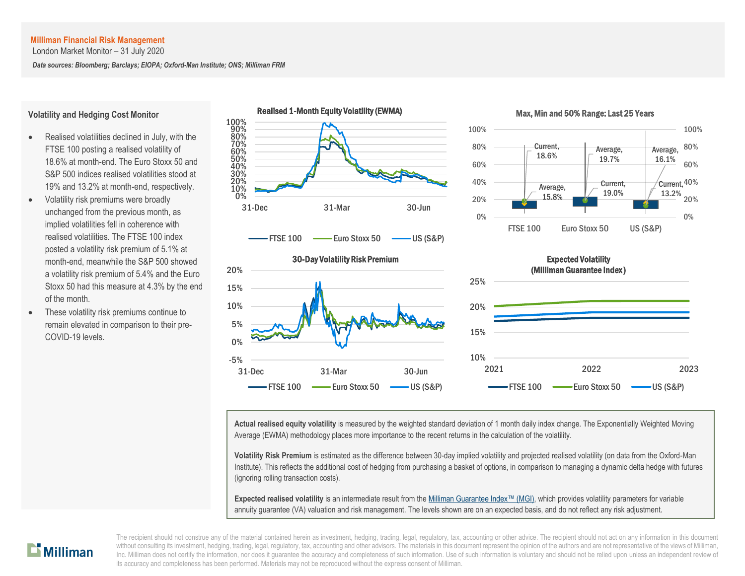Milliman Financial Risk Management

London Market Monitor – 31 July 2020

*Data sources: Bloomberg; Barclays; EIOPA; Oxford-Man Institute; ONS; Milliman FRM*

## Volatility and Hedging Cost Monitor

- Realised volatilities declined in July, with the FTSE 100 posting a realised volatility of 18.6% at month-end. The Euro Stoxx 50 and S&P 500 indices realised volatilities stood at 19% and 13.2% at month-end, respectively.
- Volatility risk premiums were broadly unchanged from the previous month, as implied volatilities fell in coherence with realised volatilities. The FTSE 100 index posted a volatility risk premium of 5.1% at month-end, meanwhile the S&P 500 showed a volatility risk premium of 5.4% and the Euro Stoxx 50 had this measure at 4.3% by the end of the month.
- These volatility risk premiums continue to remain elevated in comparison to their pre-COVID-19 levels.

**Realised 1-Month Equity Volatility (EWMA)**

**Max, Min and 50% Range: Last 25 Years**

| | FTSE 100 | Euro Stoxx 50 | US (S&P) |
|---|---|---|---|
| Current | 18.6% | 19.0% | 13.2% |
| Average | 15.8% | 19.7% | 16.1% |

**30-Day Volatility Risk Premium**

**Expected Volatility (Milliman Guarantee Index)**

**Actual realised equity volatility** is measured by the weighted standard deviation of 1 month daily index change. The Exponentially Weighted Moving Average (EWMA) methodology places more importance to the recent returns in the calculation of the volatility.

**Volatility Risk Premium** is estimated as the difference between 30-day implied volatility and projected realised volatility (on data from the Oxford-Man Institute). This reflects the additional cost of hedging from purchasing a basket of options, in comparison to managing a dynamic delta hedge with futures (ignoring rolling transaction costs).

**Expected realised volatility** is an intermediate result from the Milliman Guarantee Index™ (MGI), which provides volatility parameters for variable annuity guarantee (VA) valuation and risk management. The levels shown are on an expected basis, and do not reflect any risk adjustment.

The recipient should not construe any of the material contained herein as investment, hedging, trading, legal, regulatory, tax, accounting or other advice. The recipient should not act on any information in this document without consulting its investment, hedging, trading, legal, regulatory, tax, accounting and other advisors. The materials in this document represent the opinion of the authors and are not representative of the views of Milliman, Inc. Milliman does not certify the information, nor does it guarantee the accuracy and completeness of such information. Use of such information is voluntary and should not be relied upon unless an independent review of its accuracy and completeness has been performed. Materials may not be reproduced without the express consent of Milliman.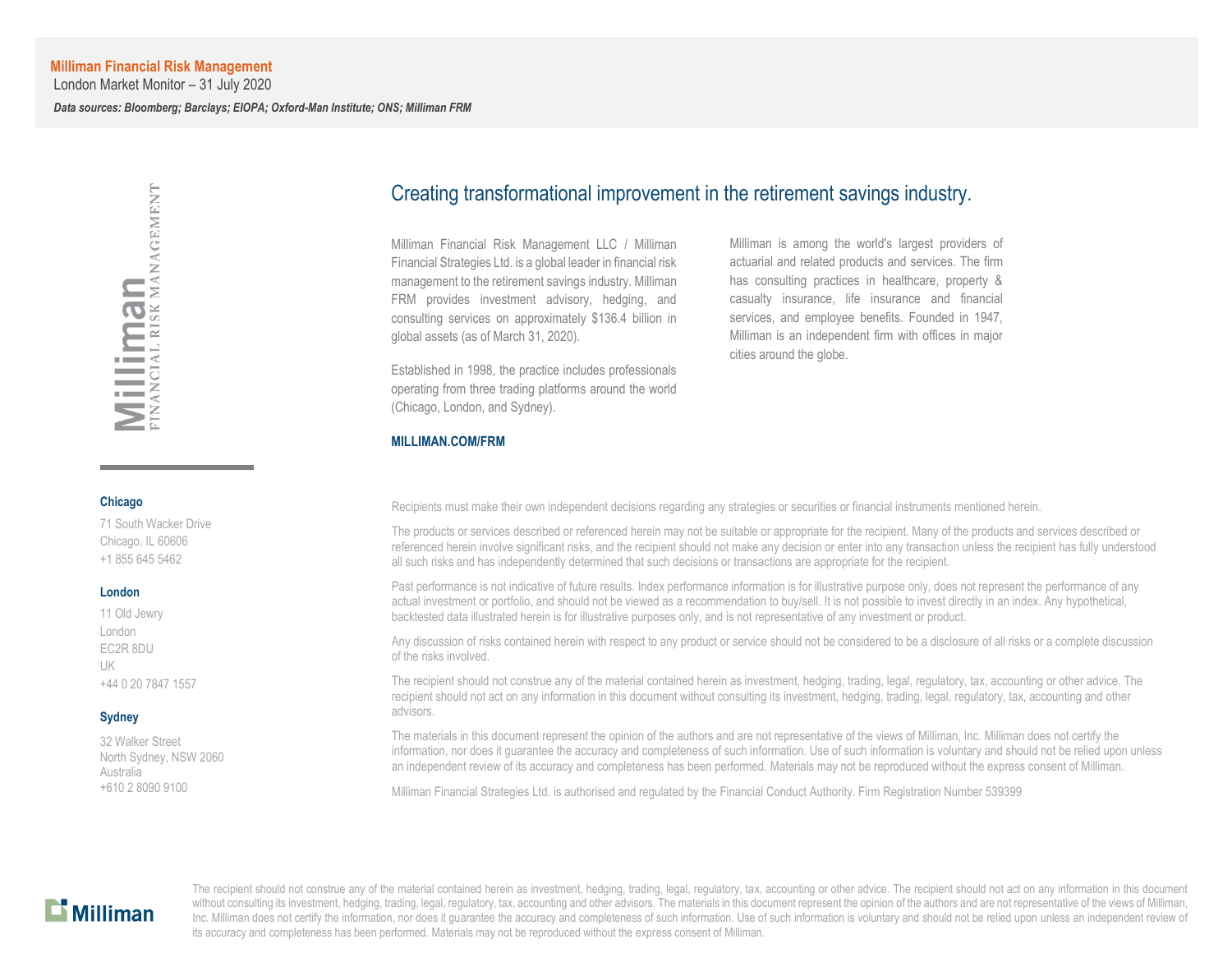# Creating transformational improvement in the retirement savings industry.

Milliman Financial Risk Management LLC / Milliman Financial Strategies Ltd. is a global leader in financial risk management to the retirement savings industry. Milliman FRM provides investment advisory, hedging, and consulting services on approximately $136.4 billion in global assets (as of March 31, 2020).

Established in 1998, the practice includes professionals operating from three trading platforms around the world (Chicago, London, and Sydney).

Milliman is among the world's largest providers of actuarial and related products and services. The firm has consulting practices in healthcare, property & casualty insurance, life insurance and financial services, and employee benefits. Founded in 1947, Milliman is an independent firm with offices in major cities around the globe.

**MILLIMAN.COM/FRM**

**Chicago**

71 South Wacker Drive
Chicago, IL 60606
+1 855 645 5462

**London**

11 Old Jewry
London
EC2R 8DU
UK
+44 0 20 7847 1557

**Sydney**

32 Walker Street
North Sydney, NSW 2060
Australia
+610 2 8090 9100

Recipients must make their own independent decisions regarding any strategies or securities or financial instruments mentioned herein.

The products or services described or referenced herein may not be suitable or appropriate for the recipient. Many of the products and services described or referenced herein involve significant risks, and the recipient should not make any decision or enter into any transaction unless the recipient has fully understood all such risks and has independently determined that such decisions or transactions are appropriate for the recipient.

Past performance is not indicative of future results. Index performance information is for illustrative purpose only, does not represent the performance of any actual investment or portfolio, and should not be viewed as a recommendation to buy/sell. It is not possible to invest directly in an index. Any hypothetical, backtested data illustrated herein is for illustrative purposes only, and is not representative of any investment or product.

Any discussion of risks contained herein with respect to any product or service should not be considered to be a disclosure of all risks or a complete discussion of the risks involved.

The recipient should not construe any of the material contained herein as investment, hedging, trading, legal, regulatory, tax, accounting or other advice. The recipient should not act on any information in this document without consulting its investment, hedging, trading, legal, regulatory, tax, accounting and other advisors.

The materials in this document represent the opinion of the authors and are not representative of the views of Milliman, Inc. Milliman does not certify the information, nor does it guarantee the accuracy and completeness of such information. Use of such information is voluntary and should not be relied upon unless an independent review of its accuracy and completeness has been performed. Materials may not be reproduced without the express consent of Milliman.

Milliman Financial Strategies Ltd. is authorised and regulated by the Financial Conduct Authority. Firm Registration Number 539399